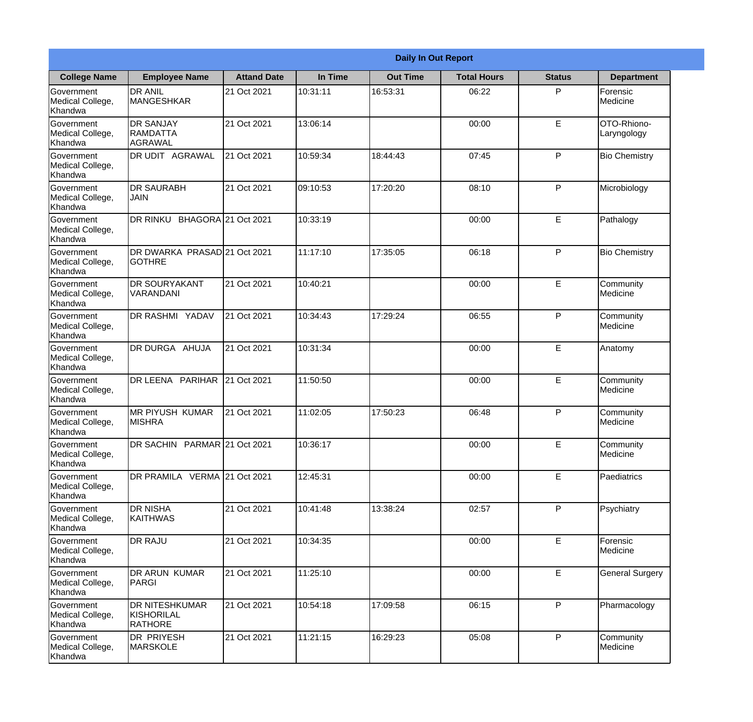**Daily In Out Report**

| College Name | Employee Name | Attand Date | In Time | Out Time | Total Hours | Status | Department |
|---|---|---|---|---|---|---|---|
| Government Medical College, Khandwa | DR ANIL MANGESHKAR | 21 Oct 2021 | 10:31:11 | 16:53:31 | 06:22 | P | Forensic Medicine |
| Government Medical College, Khandwa | DR SANJAY RAMDATTA AGRAWAL | 21 Oct 2021 | 13:06:14 | | 00:00 | E | OTO-Rhiono-Laryngology |
| Government Medical College, Khandwa | DR UDIT AGRAWAL | 21 Oct 2021 | 10:59:34 | 18:44:43 | 07:45 | P | Bio Chemistry |
| Government Medical College, Khandwa | DR SAURABH JAIN | 21 Oct 2021 | 09:10:53 | 17:20:20 | 08:10 | P | Microbiology |
| Government Medical College, Khandwa | DR RINKU BHAGORA | 21 Oct 2021 | 10:33:19 | | 00:00 | E | Pathalogy |
| Government Medical College, Khandwa | DR DWARKA PRASAD GOTHRE | 21 Oct 2021 | 11:17:10 | 17:35:05 | 06:18 | P | Bio Chemistry |
| Government Medical College, Khandwa | DR SOURYAKANT VARANDANI | 21 Oct 2021 | 10:40:21 | | 00:00 | E | Community Medicine |
| Government Medical College, Khandwa | DR RASHMI YADAV | 21 Oct 2021 | 10:34:43 | 17:29:24 | 06:55 | P | Community Medicine |
| Government Medical College, Khandwa | DR DURGA AHUJA | 21 Oct 2021 | 10:31:34 | | 00:00 | E | Anatomy |
| Government Medical College, Khandwa | DR LEENA PARIHAR | 21 Oct 2021 | 11:50:50 | | 00:00 | E | Community Medicine |
| Government Medical College, Khandwa | MR PIYUSH KUMAR MISHRA | 21 Oct 2021 | 11:02:05 | 17:50:23 | 06:48 | P | Community Medicine |
| Government Medical College, Khandwa | DR SACHIN PARMAR | 21 Oct 2021 | 10:36:17 | | 00:00 | E | Community Medicine |
| Government Medical College, Khandwa | DR PRAMILA VERMA | 21 Oct 2021 | 12:45:31 | | 00:00 | E | Paediatrics |
| Government Medical College, Khandwa | DR NISHA KAITHWAS | 21 Oct 2021 | 10:41:48 | 13:38:24 | 02:57 | P | Psychiatry |
| Government Medical College, Khandwa | DR RAJU | 21 Oct 2021 | 10:34:35 | | 00:00 | E | Forensic Medicine |
| Government Medical College, Khandwa | DR ARUN KUMAR PARGI | 21 Oct 2021 | 11:25:10 | | 00:00 | E | General Surgery |
| Government Medical College, Khandwa | DR NITESHKUMAR KISHORILAL RATHORE | 21 Oct 2021 | 10:54:18 | 17:09:58 | 06:15 | P | Pharmacology |
| Government Medical College, Khandwa | DR PRIYESH MARSKOLE | 21 Oct 2021 | 11:21:15 | 16:29:23 | 05:08 | P | Community Medicine |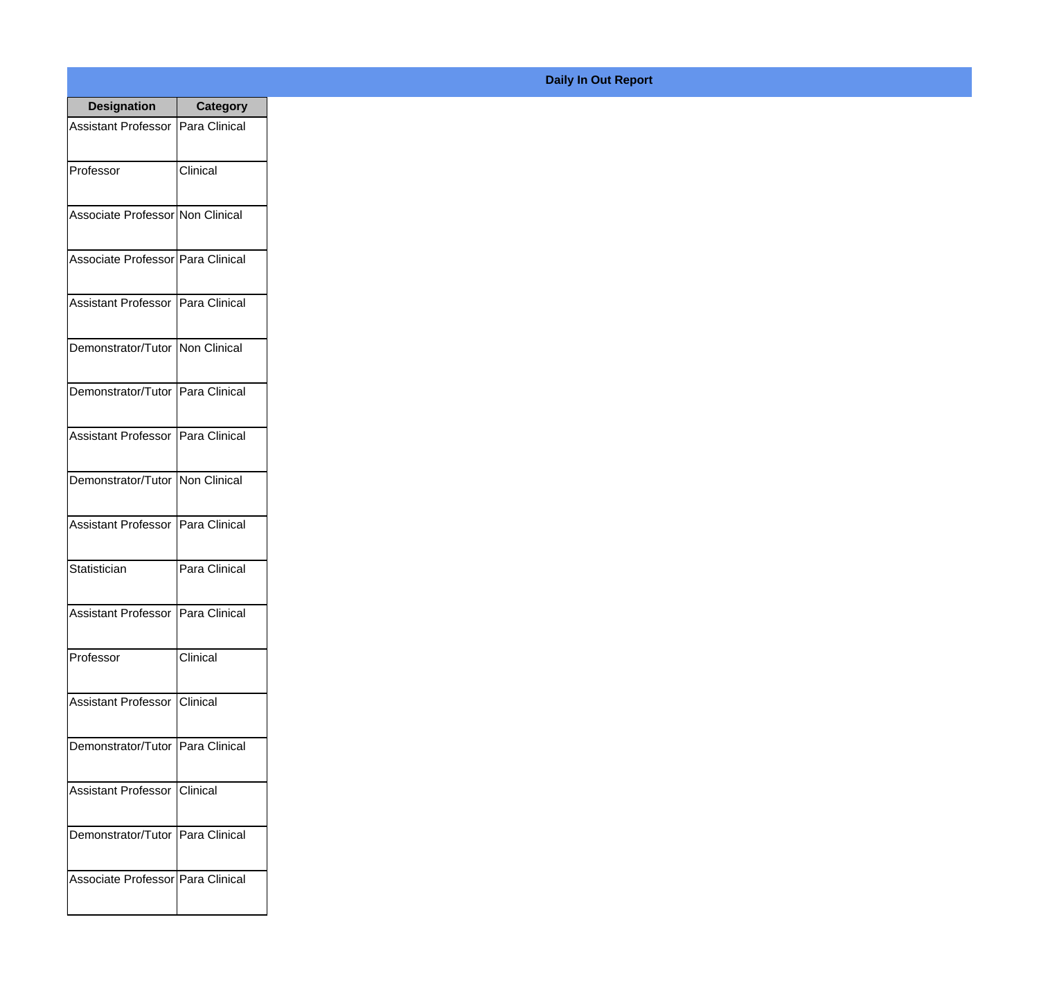**Daily In Out Report**

| Designation | Category |
|---|---|
| Assistant Professor | Para Clinical |
| Professor | Clinical |
| Associate Professor | Non Clinical |
| Associate Professor | Para Clinical |
| Assistant Professor | Para Clinical |
| Demonstrator/Tutor | Non Clinical |
| Demonstrator/Tutor | Para Clinical |
| Assistant Professor | Para Clinical |
| Demonstrator/Tutor | Non Clinical |
| Assistant Professor | Para Clinical |
| Statistician | Para Clinical |
| Assistant Professor | Para Clinical |
| Professor | Clinical |
| Assistant Professor | Clinical |
| Demonstrator/Tutor | Para Clinical |
| Assistant Professor | Clinical |
| Demonstrator/Tutor | Para Clinical |
| Associate Professor | Para Clinical |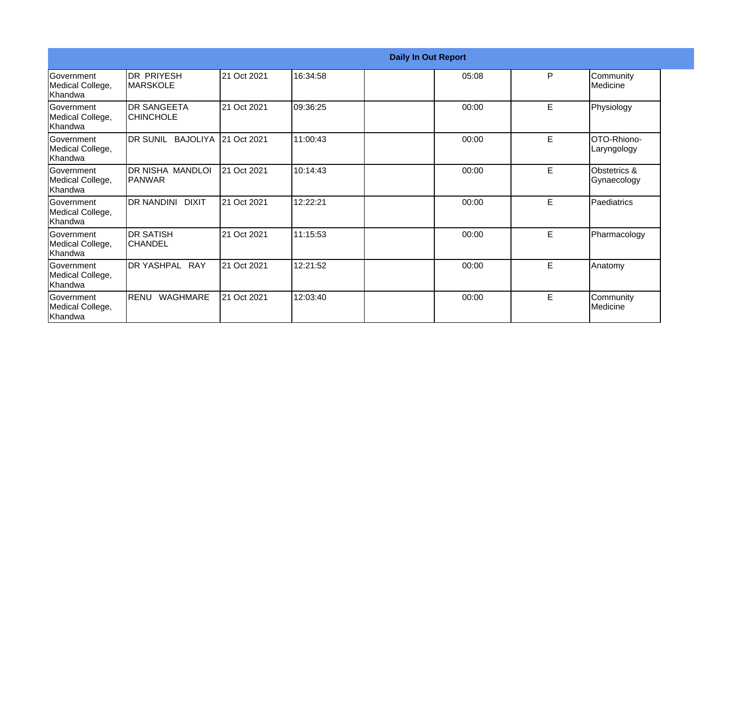| Daily In Out Report | | | | | | | |
|---|---|---|---|---|---|---|---|
| Government Medical College, Khandwa | DR PRIYESH MARSKOLE | 21 Oct 2021 | 16:34:58 | | 05:08 | P | Community Medicine |
| Government Medical College, Khandwa | DR SANGEETA CHINCHOLE | 21 Oct 2021 | 09:36:25 | | 00:00 | E | Physiology |
| Government Medical College, Khandwa | DR SUNIL BAJOLIYA | 21 Oct 2021 | 11:00:43 | | 00:00 | E | OTO-Rhiono-Laryngology |
| Government Medical College, Khandwa | DR NISHA MANDLOI PANWAR | 21 Oct 2021 | 10:14:43 | | 00:00 | E | Obstetrics & Gynaecology |
| Government Medical College, Khandwa | DR NANDINI DIXIT | 21 Oct 2021 | 12:22:21 | | 00:00 | E | Paediatrics |
| Government Medical College, Khandwa | DR SATISH CHANDEL | 21 Oct 2021 | 11:15:53 | | 00:00 | E | Pharmacology |
| Government Medical College, Khandwa | DR YASHPAL RAY | 21 Oct 2021 | 12:21:52 | | 00:00 | E | Anatomy |
| Government Medical College, Khandwa | RENU WAGHMARE | 21 Oct 2021 | 12:03:40 | | 00:00 | E | Community Medicine |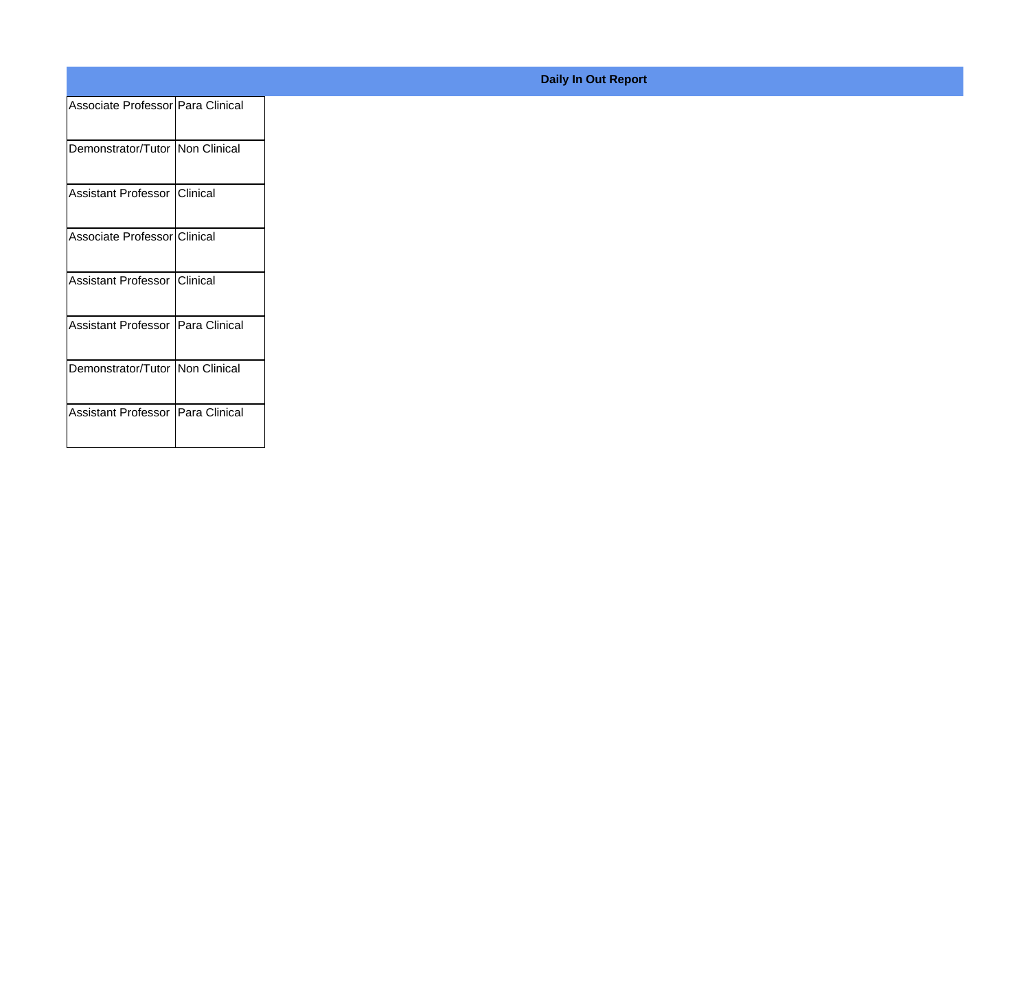**Daily In Out Report**

| | |
|---|---|
| Associate Professor | Para Clinical |
| Demonstrator/Tutor | Non Clinical |
| Assistant Professor | Clinical |
| Associate Professor | Clinical |
| Assistant Professor | Clinical |
| Assistant Professor | Para Clinical |
| Demonstrator/Tutor | Non Clinical |
| Assistant Professor | Para Clinical |